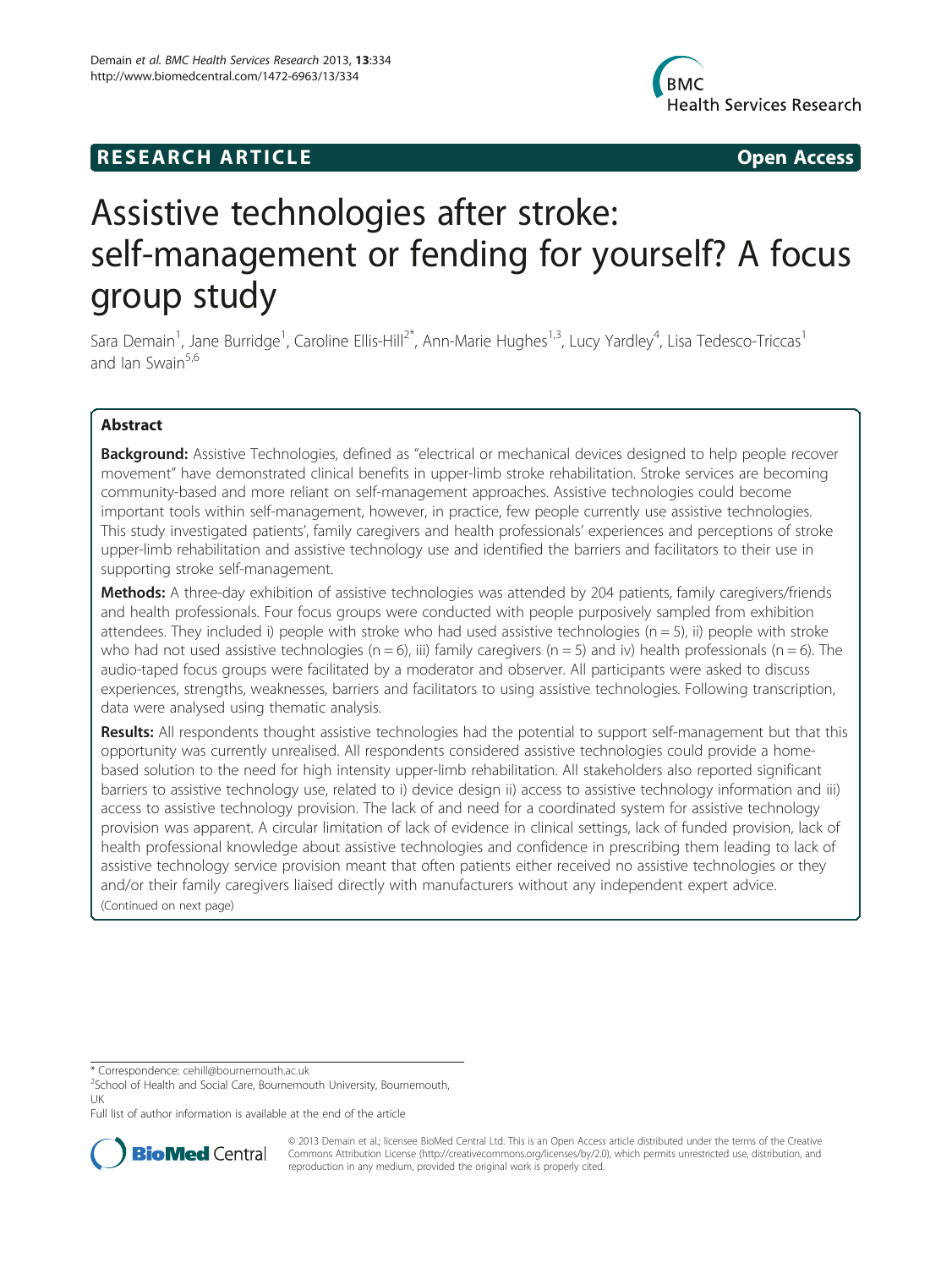**RESEARCH ARTICLE** **Open Access**

# Assistive technologies after stroke: self-management or fending for yourself? A focus group study

Sara Demain[1], Jane Burridge[1], Caroline Ellis-Hill[2*], Ann-Marie Hughes[1,3], Lucy Yardley[4], Lisa Tedesco-Triccas[1] and Ian Swain[5,6]

## Abstract

**Background:** Assistive Technologies, defined as "electrical or mechanical devices designed to help people recover movement" have demonstrated clinical benefits in upper-limb stroke rehabilitation. Stroke services are becoming community-based and more reliant on self-management approaches. Assistive technologies could become important tools within self-management, however, in practice, few people currently use assistive technologies. This study investigated patients', family caregivers and health professionals' experiences and perceptions of stroke upper-limb rehabilitation and assistive technology use and identified the barriers and facilitators to their use in supporting stroke self-management.

**Methods:** A three-day exhibition of assistive technologies was attended by 204 patients, family caregivers/friends and health professionals. Four focus groups were conducted with people purposively sampled from exhibition attendees. They included i) people with stroke who had used assistive technologies (n = 5), ii) people with stroke who had not used assistive technologies (n = 6), iii) family caregivers (n = 5) and iv) health professionals (n = 6). The audio-taped focus groups were facilitated by a moderator and observer. All participants were asked to discuss experiences, strengths, weaknesses, barriers and facilitators to using assistive technologies. Following transcription, data were analysed using thematic analysis.

**Results:** All respondents thought assistive technologies had the potential to support self-management but that this opportunity was currently unrealised. All respondents considered assistive technologies could provide a home-based solution to the need for high intensity upper-limb rehabilitation. All stakeholders also reported significant barriers to assistive technology use, related to i) device design ii) access to assistive technology information and iii) access to assistive technology provision. The lack of and need for a coordinated system for assistive technology provision was apparent. A circular limitation of lack of evidence in clinical settings, lack of funded provision, lack of health professional knowledge about assistive technologies and confidence in prescribing them leading to lack of assistive technology service provision meant that often patients either received no assistive technologies or they and/or their family caregivers liaised directly with manufacturers without any independent expert advice.
(Continued on next page)

\* Correspondence: cehill@bournemouth.ac.uk
[2]School of Health and Social Care, Bournemouth University, Bournemouth, UK
Full list of author information is available at the end of the article

© 2013 Demain et al.; licensee BioMed Central Ltd. This is an Open Access article distributed under the terms of the Creative Commons Attribution License (http://creativecommons.org/licenses/by/2.0), which permits unrestricted use, distribution, and reproduction in any medium, provided the original work is properly cited.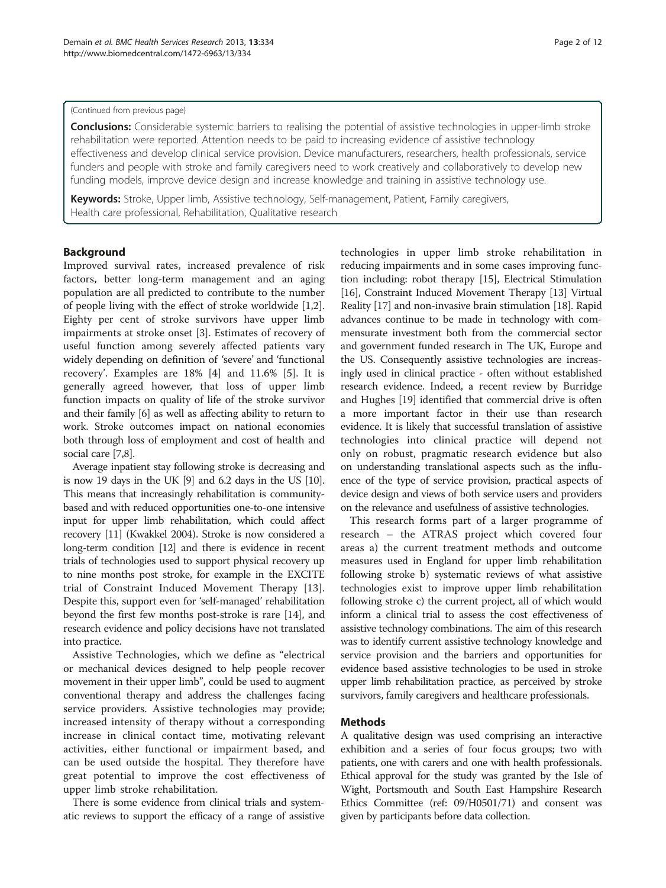(Continued from previous page)

**Conclusions:** Considerable systemic barriers to realising the potential of assistive technologies in upper-limb stroke rehabilitation were reported. Attention needs to be paid to increasing evidence of assistive technology effectiveness and develop clinical service provision. Device manufacturers, researchers, health professionals, service funders and people with stroke and family caregivers need to work creatively and collaboratively to develop new funding models, improve device design and increase knowledge and training in assistive technology use.

**Keywords:** Stroke, Upper limb, Assistive technology, Self-management, Patient, Family caregivers, Health care professional, Rehabilitation, Qualitative research

## Background

Improved survival rates, increased prevalence of risk factors, better long-term management and an aging population are all predicted to contribute to the number of people living with the effect of stroke worldwide [1,2]. Eighty per cent of stroke survivors have upper limb impairments at stroke onset [3]. Estimates of recovery of useful function among severely affected patients vary widely depending on definition of 'severe' and 'functional recovery'. Examples are 18% [4] and 11.6% [5]. It is generally agreed however, that loss of upper limb function impacts on quality of life of the stroke survivor and their family [6] as well as affecting ability to return to work. Stroke outcomes impact on national economies both through loss of employment and cost of health and social care [7,8].

Average inpatient stay following stroke is decreasing and is now 19 days in the UK [9] and 6.2 days in the US [10]. This means that increasingly rehabilitation is community-based and with reduced opportunities one-to-one intensive input for upper limb rehabilitation, which could affect recovery [11] (Kwakkel 2004). Stroke is now considered a long-term condition [12] and there is evidence in recent trials of technologies used to support physical recovery up to nine months post stroke, for example in the EXCITE trial of Constraint Induced Movement Therapy [13]. Despite this, support even for 'self-managed' rehabilitation beyond the first few months post-stroke is rare [14], and research evidence and policy decisions have not translated into practice.

Assistive Technologies, which we define as "electrical or mechanical devices designed to help people recover movement in their upper limb", could be used to augment conventional therapy and address the challenges facing service providers. Assistive technologies may provide; increased intensity of therapy without a corresponding increase in clinical contact time, motivating relevant activities, either functional or impairment based, and can be used outside the hospital. They therefore have great potential to improve the cost effectiveness of upper limb stroke rehabilitation.

There is some evidence from clinical trials and systematic reviews to support the efficacy of a range of assistive technologies in upper limb stroke rehabilitation in reducing impairments and in some cases improving function including: robot therapy [15], Electrical Stimulation [16], Constraint Induced Movement Therapy [13] Virtual Reality [17] and non-invasive brain stimulation [18]. Rapid advances continue to be made in technology with commensurate investment both from the commercial sector and government funded research in The UK, Europe and the US. Consequently assistive technologies are increasingly used in clinical practice - often without established research evidence. Indeed, a recent review by Burridge and Hughes [19] identified that commercial drive is often a more important factor in their use than research evidence. It is likely that successful translation of assistive technologies into clinical practice will depend not only on robust, pragmatic research evidence but also on understanding translational aspects such as the influence of the type of service provision, practical aspects of device design and views of both service users and providers on the relevance and usefulness of assistive technologies.

This research forms part of a larger programme of research – the ATRAS project which covered four areas a) the current treatment methods and outcome measures used in England for upper limb rehabilitation following stroke b) systematic reviews of what assistive technologies exist to improve upper limb rehabilitation following stroke c) the current project, all of which would inform a clinical trial to assess the cost effectiveness of assistive technology combinations. The aim of this research was to identify current assistive technology knowledge and service provision and the barriers and opportunities for evidence based assistive technologies to be used in stroke upper limb rehabilitation practice, as perceived by stroke survivors, family caregivers and healthcare professionals.

## Methods

A qualitative design was used comprising an interactive exhibition and a series of four focus groups; two with patients, one with carers and one with health professionals. Ethical approval for the study was granted by the Isle of Wight, Portsmouth and South East Hampshire Research Ethics Committee (ref: 09/H0501/71) and consent was given by participants before data collection.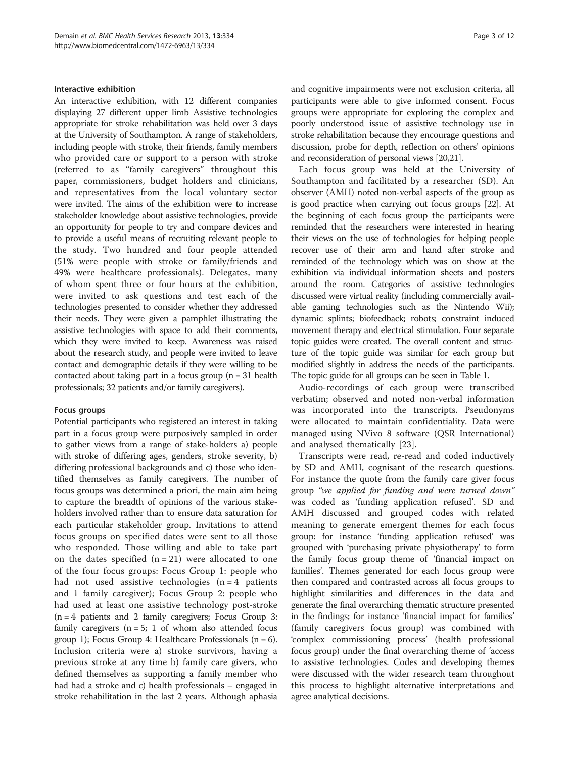### Interactive exhibition

An interactive exhibition, with 12 different companies displaying 27 different upper limb Assistive technologies appropriate for stroke rehabilitation was held over 3 days at the University of Southampton. A range of stakeholders, including people with stroke, their friends, family members who provided care or support to a person with stroke (referred to as "family caregivers" throughout this paper, commissioners, budget holders and clinicians, and representatives from the local voluntary sector were invited. The aims of the exhibition were to increase stakeholder knowledge about assistive technologies, provide an opportunity for people to try and compare devices and to provide a useful means of recruiting relevant people to the study. Two hundred and four people attended (51% were people with stroke or family/friends and 49% were healthcare professionals). Delegates, many of whom spent three or four hours at the exhibition, were invited to ask questions and test each of the technologies presented to consider whether they addressed their needs. They were given a pamphlet illustrating the assistive technologies with space to add their comments, which they were invited to keep. Awareness was raised about the research study, and people were invited to leave contact and demographic details if they were willing to be contacted about taking part in a focus group (n = 31 health professionals; 32 patients and/or family caregivers).

### Focus groups

Potential participants who registered an interest in taking part in a focus group were purposively sampled in order to gather views from a range of stake-holders a) people with stroke of differing ages, genders, stroke severity, b) differing professional backgrounds and c) those who identified themselves as family caregivers. The number of focus groups was determined a priori, the main aim being to capture the breadth of opinions of the various stakeholders involved rather than to ensure data saturation for each particular stakeholder group. Invitations to attend focus groups on specified dates were sent to all those who responded. Those willing and able to take part on the dates specified (n = 21) were allocated to one of the four focus groups: Focus Group 1: people who had not used assistive technologies (n = 4 patients and 1 family caregiver); Focus Group 2: people who had used at least one assistive technology post-stroke (n = 4 patients and 2 family caregivers; Focus Group 3: family caregivers (n = 5; 1 of whom also attended focus group 1); Focus Group 4: Healthcare Professionals (n = 6). Inclusion criteria were a) stroke survivors, having a previous stroke at any time b) family care givers, who defined themselves as supporting a family member who had had a stroke and c) health professionals – engaged in stroke rehabilitation in the last 2 years. Although aphasia and cognitive impairments were not exclusion criteria, all participants were able to give informed consent. Focus groups were appropriate for exploring the complex and poorly understood issue of assistive technology use in stroke rehabilitation because they encourage questions and discussion, probe for depth, reflection on others' opinions and reconsideration of personal views [20,21].

Each focus group was held at the University of Southampton and facilitated by a researcher (SD). An observer (AMH) noted non-verbal aspects of the group as is good practice when carrying out focus groups [22]. At the beginning of each focus group the participants were reminded that the researchers were interested in hearing their views on the use of technologies for helping people recover use of their arm and hand after stroke and reminded of the technology which was on show at the exhibition via individual information sheets and posters around the room. Categories of assistive technologies discussed were virtual reality (including commercially available gaming technologies such as the Nintendo Wii); dynamic splints; biofeedback; robots; constraint induced movement therapy and electrical stimulation. Four separate topic guides were created. The overall content and structure of the topic guide was similar for each group but modified slightly in address the needs of the participants. The topic guide for all groups can be seen in Table 1.

Audio-recordings of each group were transcribed verbatim; observed and noted non-verbal information was incorporated into the transcripts. Pseudonyms were allocated to maintain confidentiality. Data were managed using NVivo 8 software (QSR International) and analysed thematically [23].

Transcripts were read, re-read and coded inductively by SD and AMH, cognisant of the research questions. For instance the quote from the family care giver focus group *"we applied for funding and were turned down"* was coded as 'funding application refused'. SD and AMH discussed and grouped codes with related meaning to generate emergent themes for each focus group: for instance 'funding application refused' was grouped with 'purchasing private physiotherapy' to form the family focus group theme of 'financial impact on families'. Themes generated for each focus group were then compared and contrasted across all focus groups to highlight similarities and differences in the data and generate the final overarching thematic structure presented in the findings; for instance 'financial impact for families' (family caregivers focus group) was combined with 'complex commissioning process' (health professional focus group) under the final overarching theme of 'access to assistive technologies. Codes and developing themes were discussed with the wider research team throughout this process to highlight alternative interpretations and agree analytical decisions.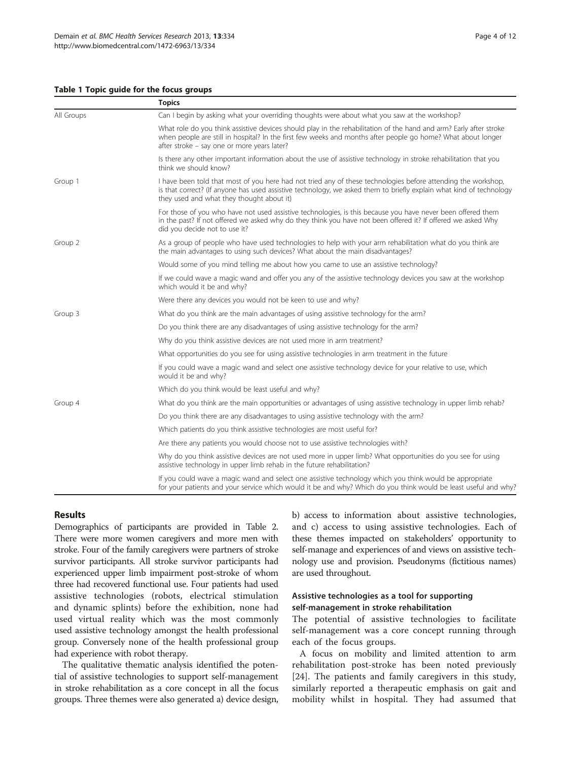**Table 1 Topic guide for the focus groups**

| | Topics |
|---|---|
| All Groups | Can I begin by asking what your overriding thoughts were about what you saw at the workshop? |
| | What role do you think assistive devices should play in the rehabilitation of the hand and arm? Early after stroke when people are still in hospital? In the first few weeks and months after people go home? What about longer after stroke – say one or more years later? |
| | Is there any other important information about the use of assistive technology in stroke rehabilitation that you think we should know? |
| Group 1 | I have been told that most of you here had not tried any of these technologies before attending the workshop, is that correct? (If anyone has used assistive technology, we asked them to briefly explain what kind of technology they used and what they thought about it) |
| | For those of you who have not used assistive technologies, is this because you have never been offered them in the past? If not offered we asked why do they think you have not been offered it? If offered we asked Why did you decide not to use it? |
| Group 2 | As a group of people who have used technologies to help with your arm rehabilitation what do you think are the main advantages to using such devices? What about the main disadvantages? |
| | Would some of you mind telling me about how you came to use an assistive technology? |
| | If we could wave a magic wand and offer you any of the assistive technology devices you saw at the workshop which would it be and why? |
| | Were there any devices you would not be keen to use and why? |
| Group 3 | What do you think are the main advantages of using assistive technology for the arm? |
| | Do you think there are any disadvantages of using assistive technology for the arm? |
| | Why do you think assistive devices are not used more in arm treatment? |
| | What opportunities do you see for using assistive technologies in arm treatment in the future |
| | If you could wave a magic wand and select one assistive technology device for your relative to use, which would it be and why? |
| | Which do you think would be least useful and why? |
| Group 4 | What do you think are the main opportunities or advantages of using assistive technology in upper limb rehab? |
| | Do you think there are any disadvantages to using assistive technology with the arm? |
| | Which patients do you think assistive technologies are most useful for? |
| | Are there any patients you would choose not to use assistive technologies with? |
| | Why do you think assistive devices are not used more in upper limb? What opportunities do you see for using assistive technology in upper limb rehab in the future rehabilitation? |
| | If you could wave a magic wand and select one assistive technology which you think would be appropriate for your patients and your service which would it be and why? Which do you think would be least useful and why? |

## Results

Demographics of participants are provided in Table 2. There were more women caregivers and more men with stroke. Four of the family caregivers were partners of stroke survivor participants. All stroke survivor participants had experienced upper limb impairment post-stroke of whom three had recovered functional use. Four patients had used assistive technologies (robots, electrical stimulation and dynamic splints) before the exhibition, none had used virtual reality which was the most commonly used assistive technology amongst the health professional group. Conversely none of the health professional group had experience with robot therapy.

The qualitative thematic analysis identified the potential of assistive technologies to support self-management in stroke rehabilitation as a core concept in all the focus groups. Three themes were also generated a) device design, b) access to information about assistive technologies, and c) access to using assistive technologies. Each of these themes impacted on stakeholders' opportunity to self-manage and experiences of and views on assistive technology use and provision. Pseudonyms (fictitious names) are used throughout.

### Assistive technologies as a tool for supporting self-management in stroke rehabilitation

The potential of assistive technologies to facilitate self-management was a core concept running through each of the focus groups.

A focus on mobility and limited attention to arm rehabilitation post-stroke has been noted previously [24]. The patients and family caregivers in this study, similarly reported a therapeutic emphasis on gait and mobility whilst in hospital. They had assumed that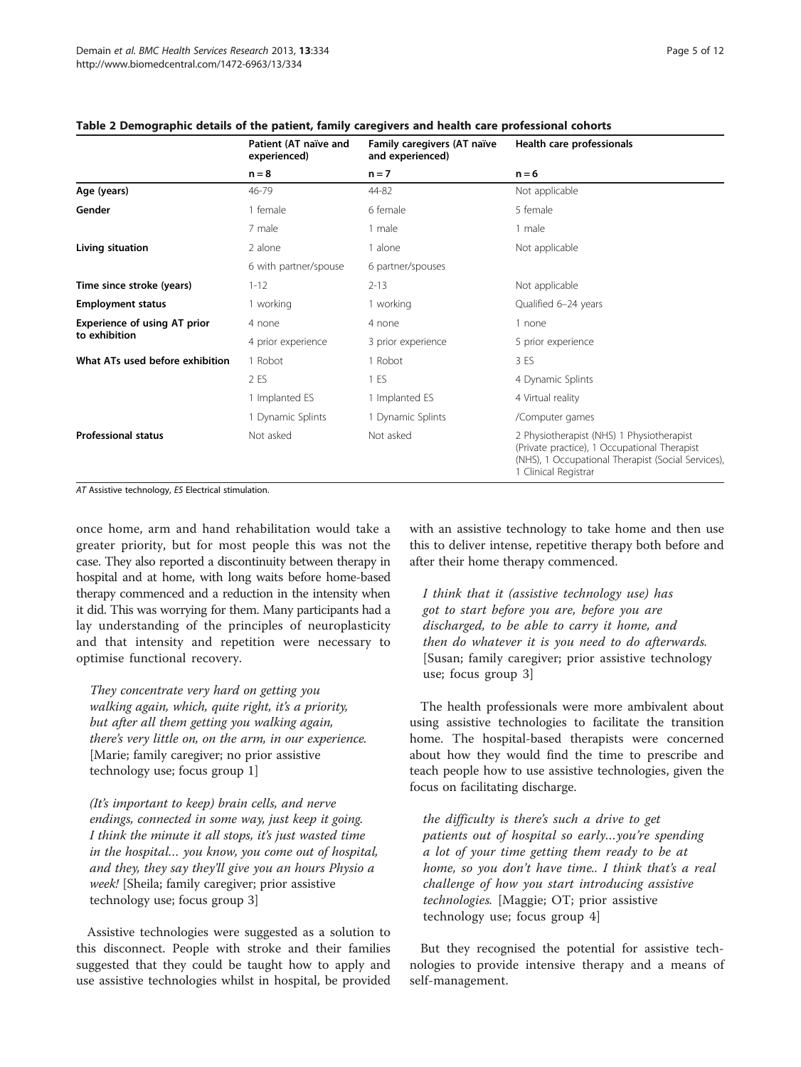**Table 2 Demographic details of the patient, family caregivers and health care professional cohorts**

| | Patient (AT naïve and experienced) | Family caregivers (AT naïve and experienced) | Health care professionals |
|---|---|---|---|
| | n = 8 | n = 7 | n = 6 |
| **Age (years)** | 46-79 | 44-82 | Not applicable |
| **Gender** | 1 female | 6 female | 5 female |
| | 7 male | 1 male | 1 male |
| **Living situation** | 2 alone | 1 alone | Not applicable |
| | 6 with partner/spouse | 6 partner/spouses | |
| **Time since stroke (years)** | 1-12 | 2-13 | Not applicable |
| **Employment status** | 1 working | 1 working | Qualified 6–24 years |
| **Experience of using AT prior to exhibition** | 4 none | 4 none | 1 none |
| | 4 prior experience | 3 prior experience | 5 prior experience |
| **What ATs used before exhibition** | 1 Robot | 1 Robot | 3 ES |
| | 2 ES | 1 ES | 4 Dynamic Splints |
| | 1 Implanted ES | 1 Implanted ES | 4 Virtual reality |
| | 1 Dynamic Splints | 1 Dynamic Splints | /Computer games |
| **Professional status** | Not asked | Not asked | 2 Physiotherapist (NHS) 1 Physiotherapist (Private practice), 1 Occupational Therapist (NHS), 1 Occupational Therapist (Social Services), 1 Clinical Registrar |

*AT* Assistive technology, *ES* Electrical stimulation.

once home, arm and hand rehabilitation would take a greater priority, but for most people this was not the case. They also reported a discontinuity between therapy in hospital and at home, with long waits before home-based therapy commenced and a reduction in the intensity when it did. This was worrying for them. Many participants had a lay understanding of the principles of neuroplasticity and that intensity and repetition were necessary to optimise functional recovery.

> *They concentrate very hard on getting you walking again, which, quite right, it's a priority, but after all them getting you walking again, there's very little on, on the arm, in our experience.* [Marie; family caregiver; no prior assistive technology use; focus group 1]

> *(It's important to keep) brain cells, and nerve endings, connected in some way, just keep it going. I think the minute it all stops, it's just wasted time in the hospital… you know, you come out of hospital, and they, they say they'll give you an hours Physio a week!* [Sheila; family caregiver; prior assistive technology use; focus group 3]

Assistive technologies were suggested as a solution to this disconnect. People with stroke and their families suggested that they could be taught how to apply and use assistive technologies whilst in hospital, be provided with an assistive technology to take home and then use this to deliver intense, repetitive therapy both before and after their home therapy commenced.

> *I think that it (assistive technology use) has got to start before you are, before you are discharged, to be able to carry it home, and then do whatever it is you need to do afterwards.* [Susan; family caregiver; prior assistive technology use; focus group 3]

The health professionals were more ambivalent about using assistive technologies to facilitate the transition home. The hospital-based therapists were concerned about how they would find the time to prescribe and teach people how to use assistive technologies, given the focus on facilitating discharge.

> *the difficulty is there's such a drive to get patients out of hospital so early…you're spending a lot of your time getting them ready to be at home, so you don't have time.. I think that's a real challenge of how you start introducing assistive technologies.* [Maggie; OT; prior assistive technology use; focus group 4]

But they recognised the potential for assistive technologies to provide intensive therapy and a means of self-management.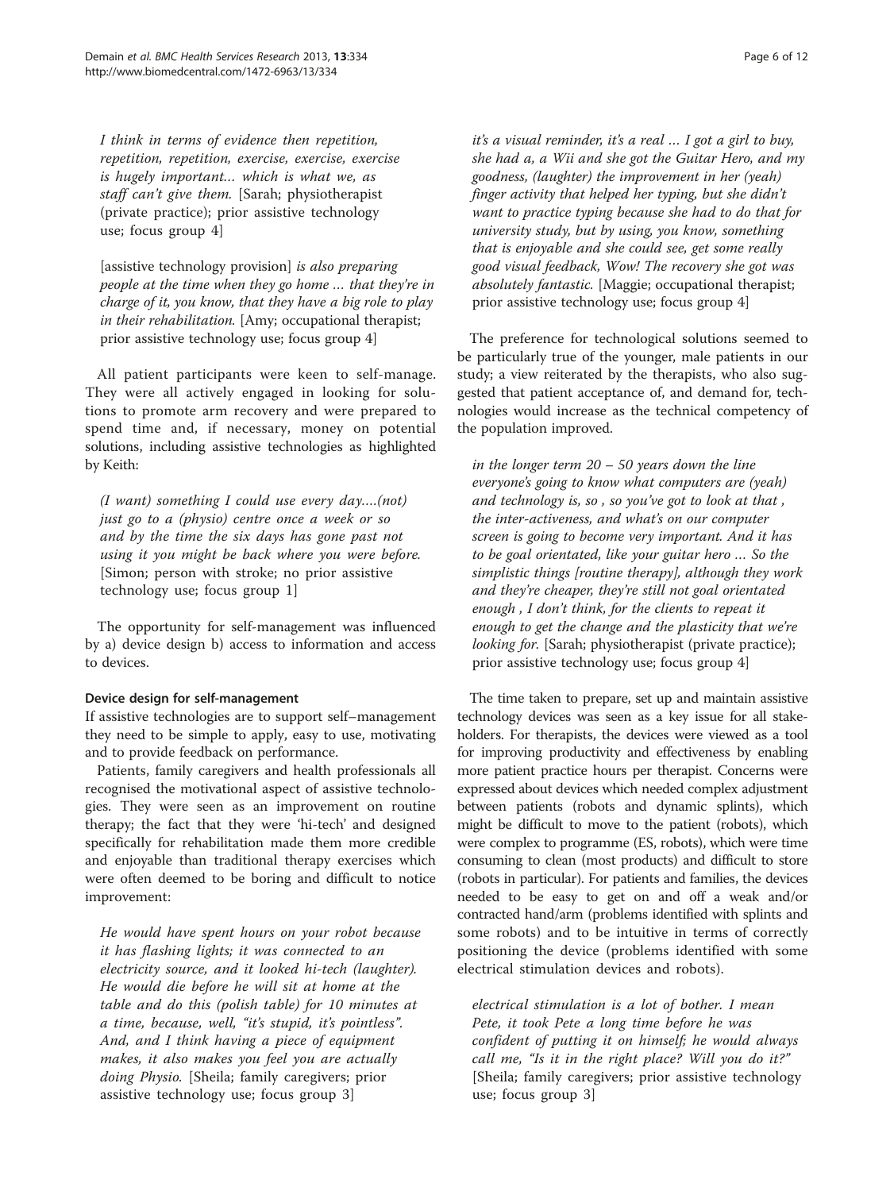*I think in terms of evidence then repetition, repetition, repetition, exercise, exercise, exercise is hugely important… which is what we, as staff can't give them.* [Sarah; physiotherapist (private practice); prior assistive technology use; focus group 4]

[assistive technology provision] *is also preparing people at the time when they go home … that they're in charge of it, you know, that they have a big role to play in their rehabilitation.* [Amy; occupational therapist; prior assistive technology use; focus group 4]

All patient participants were keen to self-manage. They were all actively engaged in looking for solutions to promote arm recovery and were prepared to spend time and, if necessary, money on potential solutions, including assistive technologies as highlighted by Keith:

*(I want) something I could use every day….(not) just go to a (physio) centre once a week or so and by the time the six days has gone past not using it you might be back where you were before.* [Simon; person with stroke; no prior assistive technology use; focus group 1]

The opportunity for self-management was influenced by a) device design b) access to information and access to devices.

### Device design for self-management

If assistive technologies are to support self–management they need to be simple to apply, easy to use, motivating and to provide feedback on performance.

Patients, family caregivers and health professionals all recognised the motivational aspect of assistive technologies. They were seen as an improvement on routine therapy; the fact that they were 'hi-tech' and designed specifically for rehabilitation made them more credible and enjoyable than traditional therapy exercises which were often deemed to be boring and difficult to notice improvement:

*He would have spent hours on your robot because it has flashing lights; it was connected to an electricity source, and it looked hi-tech (laughter). He would die before he will sit at home at the table and do this (polish table) for 10 minutes at a time, because, well, "it's stupid, it's pointless". And, and I think having a piece of equipment makes, it also makes you feel you are actually doing Physio.* [Sheila; family caregivers; prior assistive technology use; focus group 3]

*it's a visual reminder, it's a real … I got a girl to buy, she had a, a Wii and she got the Guitar Hero, and my goodness, (laughter) the improvement in her (yeah) finger activity that helped her typing, but she didn't want to practice typing because she had to do that for university study, but by using, you know, something that is enjoyable and she could see, get some really good visual feedback, Wow! The recovery she got was absolutely fantastic.* [Maggie; occupational therapist; prior assistive technology use; focus group 4]

The preference for technological solutions seemed to be particularly true of the younger, male patients in our study; a view reiterated by the therapists, who also suggested that patient acceptance of, and demand for, technologies would increase as the technical competency of the population improved.

*in the longer term 20 – 50 years down the line everyone's going to know what computers are (yeah) and technology is, so , so you've got to look at that , the inter-activeness, and what's on our computer screen is going to become very important. And it has to be goal orientated, like your guitar hero … So the simplistic things [routine therapy], although they work and they're cheaper, they're still not goal orientated enough , I don't think, for the clients to repeat it enough to get the change and the plasticity that we're looking for.* [Sarah; physiotherapist (private practice); prior assistive technology use; focus group 4]

The time taken to prepare, set up and maintain assistive technology devices was seen as a key issue for all stakeholders. For therapists, the devices were viewed as a tool for improving productivity and effectiveness by enabling more patient practice hours per therapist. Concerns were expressed about devices which needed complex adjustment between patients (robots and dynamic splints), which might be difficult to move to the patient (robots), which were complex to programme (ES, robots), which were time consuming to clean (most products) and difficult to store (robots in particular). For patients and families, the devices needed to be easy to get on and off a weak and/or contracted hand/arm (problems identified with splints and some robots) and to be intuitive in terms of correctly positioning the device (problems identified with some electrical stimulation devices and robots).

*electrical stimulation is a lot of bother. I mean Pete, it took Pete a long time before he was confident of putting it on himself; he would always call me, "Is it in the right place? Will you do it?"* [Sheila; family caregivers; prior assistive technology use; focus group 3]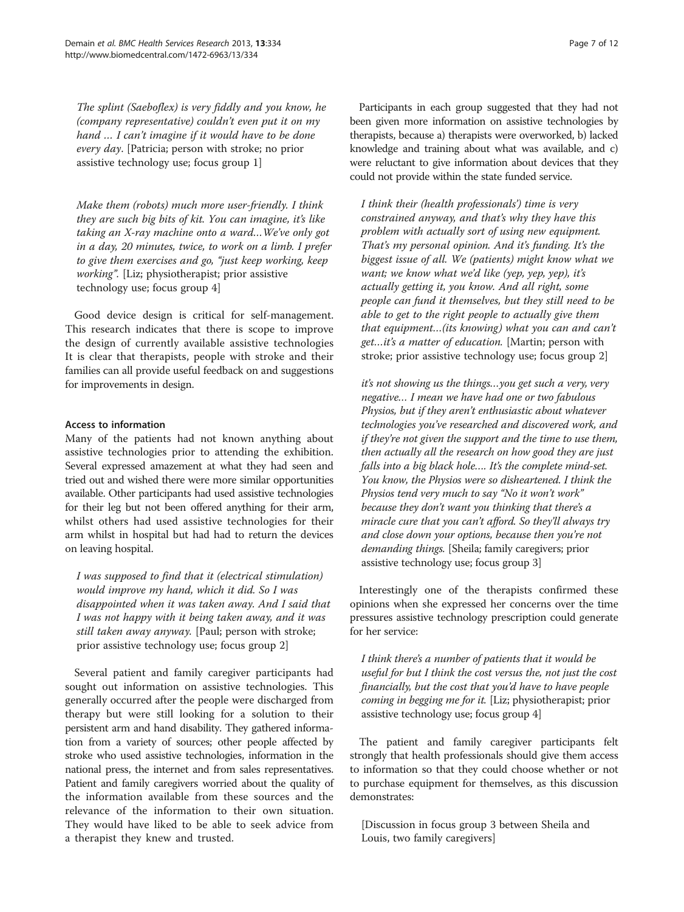*The splint (Saeboflex) is very fiddly and you know, he (company representative) couldn't even put it on my hand … I can't imagine if it would have to be done every day*. [Patricia; person with stroke; no prior assistive technology use; focus group 1]

*Make them (robots) much more user-friendly. I think they are such big bits of kit. You can imagine, it's like taking an X-ray machine onto a ward…We've only got in a day, 20 minutes, twice, to work on a limb. I prefer to give them exercises and go, "just keep working, keep working"*. [Liz; physiotherapist; prior assistive technology use; focus group 4]

Good device design is critical for self-management. This research indicates that there is scope to improve the design of currently available assistive technologies It is clear that therapists, people with stroke and their families can all provide useful feedback on and suggestions for improvements in design.

#### Access to information

Many of the patients had not known anything about assistive technologies prior to attending the exhibition. Several expressed amazement at what they had seen and tried out and wished there were more similar opportunities available. Other participants had used assistive technologies for their leg but not been offered anything for their arm, whilst others had used assistive technologies for their arm whilst in hospital but had had to return the devices on leaving hospital.

*I was supposed to find that it (electrical stimulation) would improve my hand, which it did. So I was disappointed when it was taken away. And I said that I was not happy with it being taken away, and it was still taken away anyway.* [Paul; person with stroke; prior assistive technology use; focus group 2]

Several patient and family caregiver participants had sought out information on assistive technologies. This generally occurred after the people were discharged from therapy but were still looking for a solution to their persistent arm and hand disability. They gathered information from a variety of sources; other people affected by stroke who used assistive technologies, information in the national press, the internet and from sales representatives. Patient and family caregivers worried about the quality of the information available from these sources and the relevance of the information to their own situation. They would have liked to be able to seek advice from a therapist they knew and trusted.

Participants in each group suggested that they had not been given more information on assistive technologies by therapists, because a) therapists were overworked, b) lacked knowledge and training about what was available, and c) were reluctant to give information about devices that they could not provide within the state funded service.

*I think their (health professionals') time is very constrained anyway, and that's why they have this problem with actually sort of using new equipment. That's my personal opinion. And it's funding. It's the biggest issue of all. We (patients) might know what we want; we know what we'd like (yep, yep, yep), it's actually getting it, you know. And all right, some people can fund it themselves, but they still need to be able to get to the right people to actually give them that equipment…(its knowing) what you can and can't get…it's a matter of education.* [Martin; person with stroke; prior assistive technology use; focus group 2]

*it's not showing us the things…you get such a very, very negative… I mean we have had one or two fabulous Physios, but if they aren't enthusiastic about whatever technologies you've researched and discovered work, and if they're not given the support and the time to use them, then actually all the research on how good they are just falls into a big black hole…. It's the complete mind-set. You know, the Physios were so disheartened. I think the Physios tend very much to say "No it won't work" because they don't want you thinking that there's a miracle cure that you can't afford. So they'll always try and close down your options, because then you're not demanding things.* [Sheila; family caregivers; prior assistive technology use; focus group 3]

Interestingly one of the therapists confirmed these opinions when she expressed her concerns over the time pressures assistive technology prescription could generate for her service:

*I think there's a number of patients that it would be useful for but I think the cost versus the, not just the cost financially, but the cost that you'd have to have people coming in begging me for it.* [Liz; physiotherapist; prior assistive technology use; focus group 4]

The patient and family caregiver participants felt strongly that health professionals should give them access to information so that they could choose whether or not to purchase equipment for themselves, as this discussion demonstrates:

[Discussion in focus group 3 between Sheila and Louis, two family caregivers]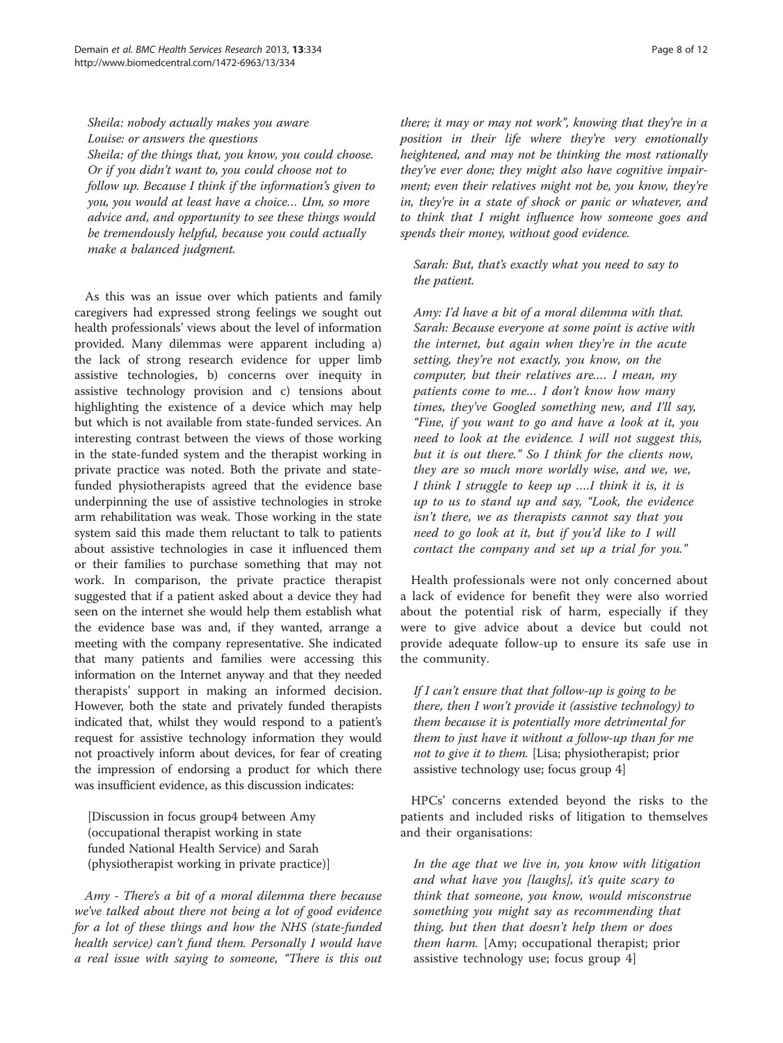*Sheila: nobody actually makes you aware*
*Louise: or answers the questions*
*Sheila: of the things that, you know, you could choose. Or if you didn't want to, you could choose not to follow up. Because I think if the information's given to you, you would at least have a choice... Um, so more advice and, and opportunity to see these things would be tremendously helpful, because you could actually make a balanced judgment.*

As this was an issue over which patients and family caregivers had expressed strong feelings we sought out health professionals' views about the level of information provided. Many dilemmas were apparent including a) the lack of strong research evidence for upper limb assistive technologies, b) concerns over inequity in assistive technology provision and c) tensions about highlighting the existence of a device which may help but which is not available from state-funded services. An interesting contrast between the views of those working in the state-funded system and the therapist working in private practice was noted. Both the private and state-funded physiotherapists agreed that the evidence base underpinning the use of assistive technologies in stroke arm rehabilitation was weak. Those working in the state system said this made them reluctant to talk to patients about assistive technologies in case it influenced them or their families to purchase something that may not work. In comparison, the private practice therapist suggested that if a patient asked about a device they had seen on the internet she would help them establish what the evidence base was and, if they wanted, arrange a meeting with the company representative. She indicated that many patients and families were accessing this information on the Internet anyway and that they needed therapists' support in making an informed decision. However, both the state and privately funded therapists indicated that, whilst they would respond to a patient's request for assistive technology information they would not proactively inform about devices, for fear of creating the impression of endorsing a product for which there was insufficient evidence, as this discussion indicates:

[Discussion in focus group4 between Amy (occupational therapist working in state funded National Health Service) and Sarah (physiotherapist working in private practice)]

*Amy - There's a bit of a moral dilemma there because we've talked about there not being a lot of good evidence for a lot of these things and how the NHS (state-funded health service) can't fund them. Personally I would have a real issue with saying to someone, "There is this out there; it may or may not work", knowing that they're in a position in their life where they're very emotionally heightened, and may not be thinking the most rationally they've ever done; they might also have cognitive impairment; even their relatives might not be, you know, they're in, they're in a state of shock or panic or whatever, and to think that I might influence how someone goes and spends their money, without good evidence.*

*Sarah: But, that's exactly what you need to say to the patient.*

*Amy: I'd have a bit of a moral dilemma with that.*
*Sarah: Because everyone at some point is active with the internet, but again when they're in the acute setting, they're not exactly, you know, on the computer, but their relatives are.... I mean, my patients come to me... I don't know how many times, they've Googled something new, and I'll say, "Fine, if you want to go and have a look at it, you need to look at the evidence. I will not suggest this, but it is out there." So I think for the clients now, they are so much more worldly wise, and we, we, I think I struggle to keep up ....I think it is, it is up to us to stand up and say, "Look, the evidence isn't there, we as therapists cannot say that you need to go look at it, but if you'd like to I will contact the company and set up a trial for you."*

Health professionals were not only concerned about a lack of evidence for benefit they were also worried about the potential risk of harm, especially if they were to give advice about a device but could not provide adequate follow-up to ensure its safe use in the community.

*If I can't ensure that that follow-up is going to be there, then I won't provide it (assistive technology) to them because it is potentially more detrimental for them to just have it without a follow-up than for me not to give it to them.* [Lisa; physiotherapist; prior assistive technology use; focus group 4]

HPCs' concerns extended beyond the risks to the patients and included risks of litigation to themselves and their organisations:

*In the age that we live in, you know with litigation and what have you [laughs], it's quite scary to think that someone, you know, would misconstrue something you might say as recommending that thing, but then that doesn't help them or does them harm.* [Amy; occupational therapist; prior assistive technology use; focus group 4]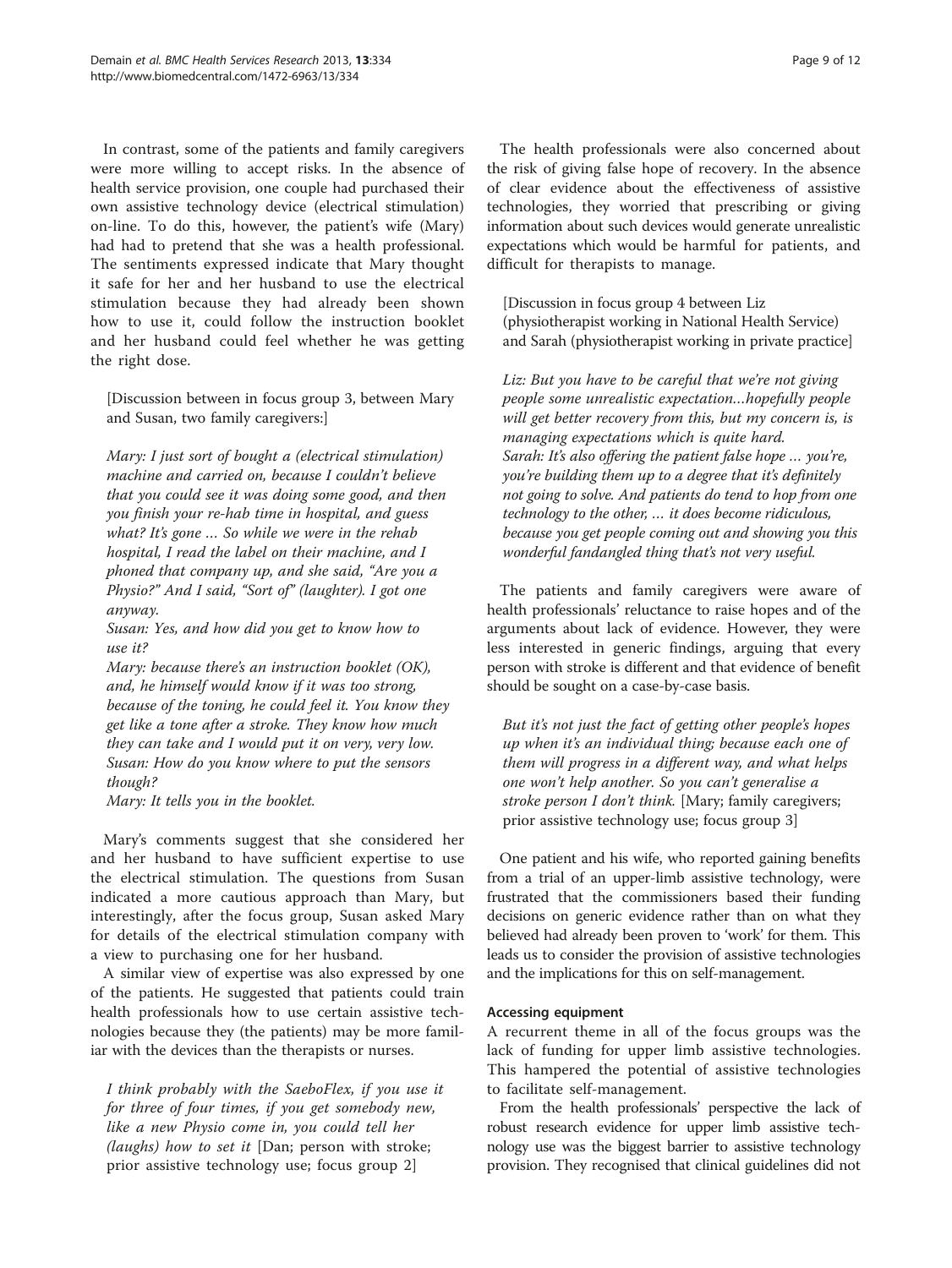In contrast, some of the patients and family caregivers were more willing to accept risks. In the absence of health service provision, one couple had purchased their own assistive technology device (electrical stimulation) on-line. To do this, however, the patient's wife (Mary) had had to pretend that she was a health professional. The sentiments expressed indicate that Mary thought it safe for her and her husband to use the electrical stimulation because they had already been shown how to use it, could follow the instruction booklet and her husband could feel whether he was getting the right dose.

> [Discussion between in focus group 3, between Mary and Susan, two family caregivers:]
>
> *Mary: I just sort of bought a (electrical stimulation) machine and carried on, because I couldn't believe that you could see it was doing some good, and then you finish your re-hab time in hospital, and guess what? It's gone … So while we were in the rehab hospital, I read the label on their machine, and I phoned that company up, and she said, "Are you a Physio?" And I said, "Sort of" (laughter). I got one anyway.*
>
> *Susan: Yes, and how did you get to know how to use it?*
>
> *Mary: because there's an instruction booklet (OK), and, he himself would know if it was too strong, because of the toning, he could feel it. You know they get like a tone after a stroke. They know how much they can take and I would put it on very, very low.*
>
> *Susan: How do you know where to put the sensors though?*
>
> *Mary: It tells you in the booklet.*

Mary's comments suggest that she considered her and her husband to have sufficient expertise to use the electrical stimulation. The questions from Susan indicated a more cautious approach than Mary, but interestingly, after the focus group, Susan asked Mary for details of the electrical stimulation company with a view to purchasing one for her husband.

A similar view of expertise was also expressed by one of the patients. He suggested that patients could train health professionals how to use certain assistive technologies because they (the patients) may be more familiar with the devices than the therapists or nurses.

> *I think probably with the SaeboFlex, if you use it for three of four times, if you get somebody new, like a new Physio come in, you could tell her (laughs) how to set it* [Dan; person with stroke; prior assistive technology use; focus group 2]

The health professionals were also concerned about the risk of giving false hope of recovery. In the absence of clear evidence about the effectiveness of assistive technologies, they worried that prescribing or giving information about such devices would generate unrealistic expectations which would be harmful for patients, and difficult for therapists to manage.

> [Discussion in focus group 4 between Liz (physiotherapist working in National Health Service) and Sarah (physiotherapist working in private practice]
>
> *Liz: But you have to be careful that we're not giving people some unrealistic expectation…hopefully people will get better recovery from this, but my concern is, is managing expectations which is quite hard.*
>
> *Sarah: It's also offering the patient false hope … you're, you're building them up to a degree that it's definitely not going to solve. And patients do tend to hop from one technology to the other, … it does become ridiculous, because you get people coming out and showing you this wonderful fandangled thing that's not very useful.*

The patients and family caregivers were aware of health professionals' reluctance to raise hopes and of the arguments about lack of evidence. However, they were less interested in generic findings, arguing that every person with stroke is different and that evidence of benefit should be sought on a case-by-case basis.

> *But it's not just the fact of getting other people's hopes up when it's an individual thing; because each one of them will progress in a different way, and what helps one won't help another. So you can't generalise a stroke person I don't think.* [Mary; family caregivers; prior assistive technology use; focus group 3]

One patient and his wife, who reported gaining benefits from a trial of an upper-limb assistive technology, were frustrated that the commissioners based their funding decisions on generic evidence rather than on what they believed had already been proven to 'work' for them. This leads us to consider the provision of assistive technologies and the implications for this on self-management.

### Accessing equipment

A recurrent theme in all of the focus groups was the lack of funding for upper limb assistive technologies. This hampered the potential of assistive technologies to facilitate self-management.

From the health professionals' perspective the lack of robust research evidence for upper limb assistive technology use was the biggest barrier to assistive technology provision. They recognised that clinical guidelines did not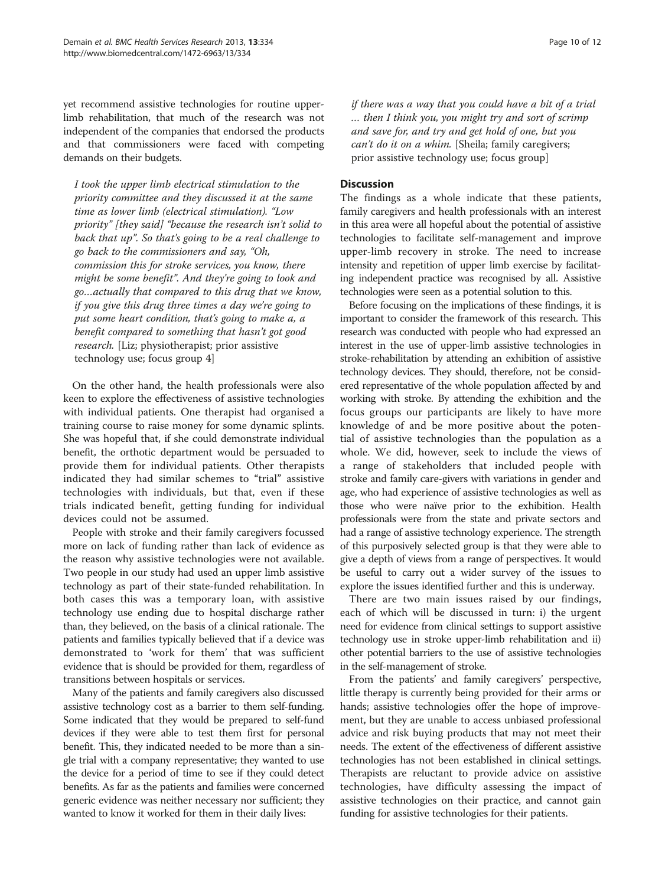yet recommend assistive technologies for routine upper-limb rehabilitation, that much of the research was not independent of the companies that endorsed the products and that commissioners were faced with competing demands on their budgets.

> *I took the upper limb electrical stimulation to the priority committee and they discussed it at the same time as lower limb (electrical stimulation). "Low priority" [they said] "because the research isn't solid to back that up". So that's going to be a real challenge to go back to the commissioners and say, "Oh, commission this for stroke services, you know, there might be some benefit". And they're going to look and go…actually that compared to this drug that we know, if you give this drug three times a day we're going to put some heart condition, that's going to make a, a benefit compared to something that hasn't got good research.* [Liz; physiotherapist; prior assistive technology use; focus group 4]

On the other hand, the health professionals were also keen to explore the effectiveness of assistive technologies with individual patients. One therapist had organised a training course to raise money for some dynamic splints. She was hopeful that, if she could demonstrate individual benefit, the orthotic department would be persuaded to provide them for individual patients. Other therapists indicated they had similar schemes to "trial" assistive technologies with individuals, but that, even if these trials indicated benefit, getting funding for individual devices could not be assumed.

People with stroke and their family caregivers focussed more on lack of funding rather than lack of evidence as the reason why assistive technologies were not available. Two people in our study had used an upper limb assistive technology as part of their state-funded rehabilitation. In both cases this was a temporary loan, with assistive technology use ending due to hospital discharge rather than, they believed, on the basis of a clinical rationale. The patients and families typically believed that if a device was demonstrated to 'work for them' that was sufficient evidence that is should be provided for them, regardless of transitions between hospitals or services.

Many of the patients and family caregivers also discussed assistive technology cost as a barrier to them self-funding. Some indicated that they would be prepared to self-fund devices if they were able to test them first for personal benefit. This, they indicated needed to be more than a single trial with a company representative; they wanted to use the device for a period of time to see if they could detect benefits. As far as the patients and families were concerned generic evidence was neither necessary nor sufficient; they wanted to know it worked for them in their daily lives:

> *if there was a way that you could have a bit of a trial … then I think you, you might try and sort of scrimp and save for, and try and get hold of one, but you can't do it on a whim.* [Sheila; family caregivers; prior assistive technology use; focus group]

## Discussion

The findings as a whole indicate that these patients, family caregivers and health professionals with an interest in this area were all hopeful about the potential of assistive technologies to facilitate self-management and improve upper-limb recovery in stroke. The need to increase intensity and repetition of upper limb exercise by facilitating independent practice was recognised by all. Assistive technologies were seen as a potential solution to this.

Before focusing on the implications of these findings, it is important to consider the framework of this research. This research was conducted with people who had expressed an interest in the use of upper-limb assistive technologies in stroke-rehabilitation by attending an exhibition of assistive technology devices. They should, therefore, not be considered representative of the whole population affected by and working with stroke. By attending the exhibition and the focus groups our participants are likely to have more knowledge of and be more positive about the potential of assistive technologies than the population as a whole. We did, however, seek to include the views of a range of stakeholders that included people with stroke and family care-givers with variations in gender and age, who had experience of assistive technologies as well as those who were naïve prior to the exhibition. Health professionals were from the state and private sectors and had a range of assistive technology experience. The strength of this purposively selected group is that they were able to give a depth of views from a range of perspectives. It would be useful to carry out a wider survey of the issues to explore the issues identified further and this is underway.

There are two main issues raised by our findings, each of which will be discussed in turn: i) the urgent need for evidence from clinical settings to support assistive technology use in stroke upper-limb rehabilitation and ii) other potential barriers to the use of assistive technologies in the self-management of stroke.

From the patients' and family caregivers' perspective, little therapy is currently being provided for their arms or hands; assistive technologies offer the hope of improvement, but they are unable to access unbiased professional advice and risk buying products that may not meet their needs. The extent of the effectiveness of different assistive technologies has not been established in clinical settings. Therapists are reluctant to provide advice on assistive technologies, have difficulty assessing the impact of assistive technologies on their practice, and cannot gain funding for assistive technologies for their patients.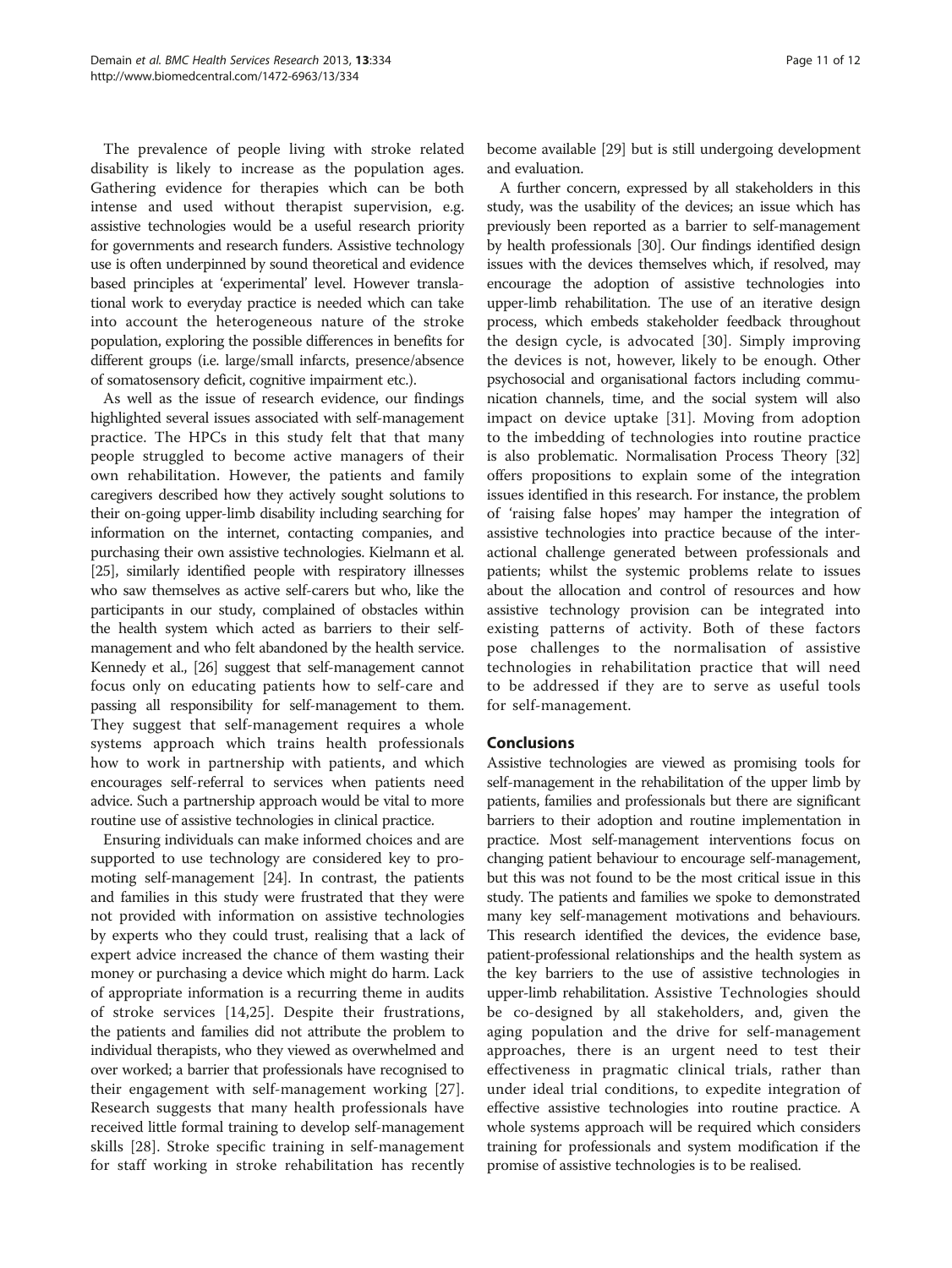The prevalence of people living with stroke related disability is likely to increase as the population ages. Gathering evidence for therapies which can be both intense and used without therapist supervision, e.g. assistive technologies would be a useful research priority for governments and research funders. Assistive technology use is often underpinned by sound theoretical and evidence based principles at 'experimental' level. However translational work to everyday practice is needed which can take into account the heterogeneous nature of the stroke population, exploring the possible differences in benefits for different groups (i.e. large/small infarcts, presence/absence of somatosensory deficit, cognitive impairment etc.).

As well as the issue of research evidence, our findings highlighted several issues associated with self-management practice. The HPCs in this study felt that that many people struggled to become active managers of their own rehabilitation. However, the patients and family caregivers described how they actively sought solutions to their on-going upper-limb disability including searching for information on the internet, contacting companies, and purchasing their own assistive technologies. Kielmann et al. [25], similarly identified people with respiratory illnesses who saw themselves as active self-carers but who, like the participants in our study, complained of obstacles within the health system which acted as barriers to their self-management and who felt abandoned by the health service. Kennedy et al., [26] suggest that self-management cannot focus only on educating patients how to self-care and passing all responsibility for self-management to them. They suggest that self-management requires a whole systems approach which trains health professionals how to work in partnership with patients, and which encourages self-referral to services when patients need advice. Such a partnership approach would be vital to more routine use of assistive technologies in clinical practice.

Ensuring individuals can make informed choices and are supported to use technology are considered key to promoting self-management [24]. In contrast, the patients and families in this study were frustrated that they were not provided with information on assistive technologies by experts who they could trust, realising that a lack of expert advice increased the chance of them wasting their money or purchasing a device which might do harm. Lack of appropriate information is a recurring theme in audits of stroke services [14,25]. Despite their frustrations, the patients and families did not attribute the problem to individual therapists, who they viewed as overwhelmed and over worked; a barrier that professionals have recognised to their engagement with self-management working [27]. Research suggests that many health professionals have received little formal training to develop self-management skills [28]. Stroke specific training in self-management for staff working in stroke rehabilitation has recently become available [29] but is still undergoing development and evaluation.

A further concern, expressed by all stakeholders in this study, was the usability of the devices; an issue which has previously been reported as a barrier to self-management by health professionals [30]. Our findings identified design issues with the devices themselves which, if resolved, may encourage the adoption of assistive technologies into upper-limb rehabilitation. The use of an iterative design process, which embeds stakeholder feedback throughout the design cycle, is advocated [30]. Simply improving the devices is not, however, likely to be enough. Other psychosocial and organisational factors including communication channels, time, and the social system will also impact on device uptake [31]. Moving from adoption to the imbedding of technologies into routine practice is also problematic. Normalisation Process Theory [32] offers propositions to explain some of the integration issues identified in this research. For instance, the problem of 'raising false hopes' may hamper the integration of assistive technologies into practice because of the interactional challenge generated between professionals and patients; whilst the systemic problems relate to issues about the allocation and control of resources and how assistive technology provision can be integrated into existing patterns of activity. Both of these factors pose challenges to the normalisation of assistive technologies in rehabilitation practice that will need to be addressed if they are to serve as useful tools for self-management.

## Conclusions

Assistive technologies are viewed as promising tools for self-management in the rehabilitation of the upper limb by patients, families and professionals but there are significant barriers to their adoption and routine implementation in practice. Most self-management interventions focus on changing patient behaviour to encourage self-management, but this was not found to be the most critical issue in this study. The patients and families we spoke to demonstrated many key self-management motivations and behaviours. This research identified the devices, the evidence base, patient-professional relationships and the health system as the key barriers to the use of assistive technologies in upper-limb rehabilitation. Assistive Technologies should be co-designed by all stakeholders, and, given the aging population and the drive for self-management approaches, there is an urgent need to test their effectiveness in pragmatic clinical trials, rather than under ideal trial conditions, to expedite integration of effective assistive technologies into routine practice. A whole systems approach will be required which considers training for professionals and system modification if the promise of assistive technologies is to be realised.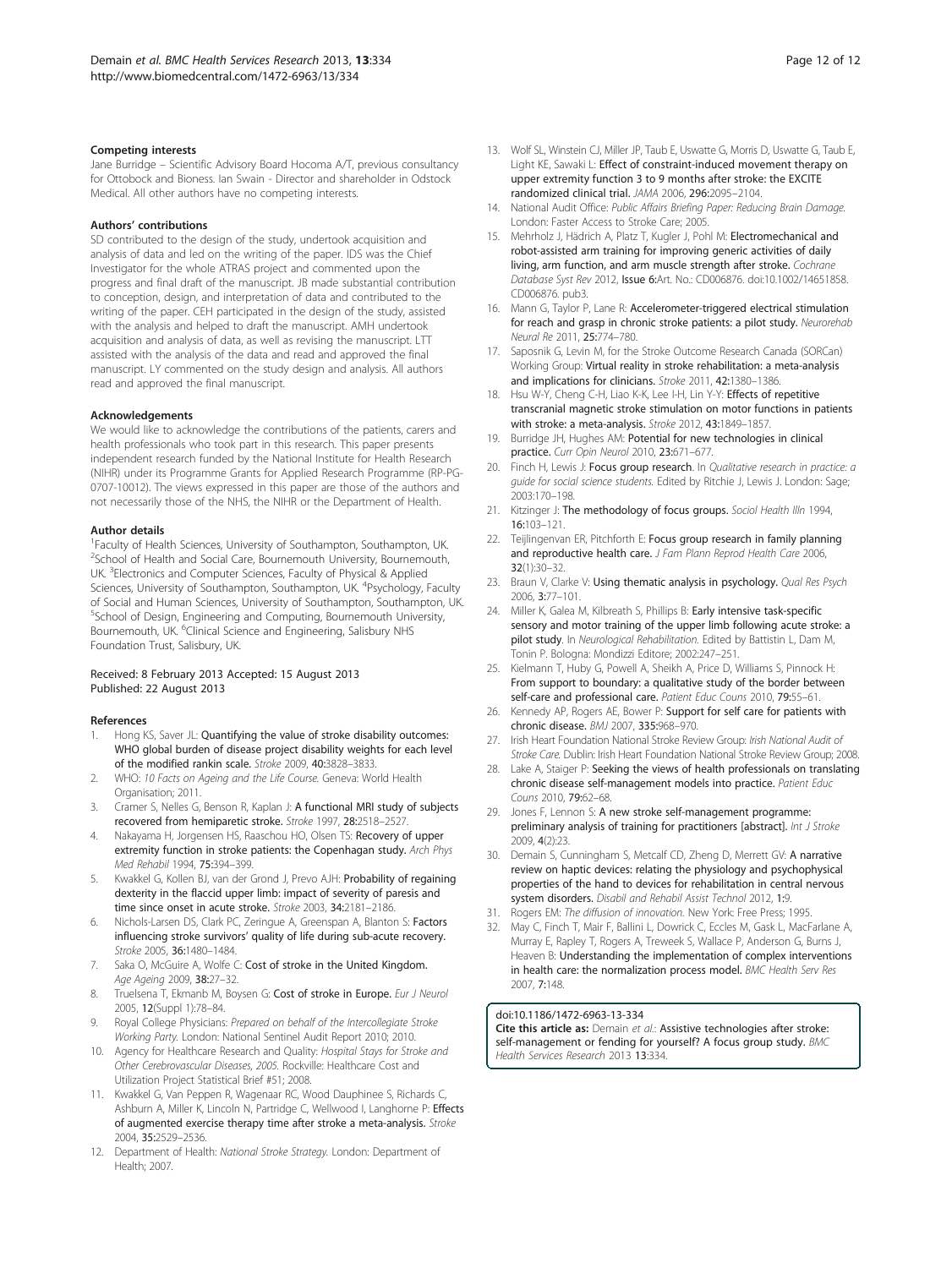### Competing interests

Jane Burridge – Scientific Advisory Board Hocoma A/T, previous consultancy for Ottobock and Bioness. Ian Swain - Director and shareholder in Odstock Medical. All other authors have no competing interests.

### Authors' contributions

SD contributed to the design of the study, undertook acquisition and analysis of data and led on the writing of the paper. IDS was the Chief Investigator for the whole ATRAS project and commented upon the progress and final draft of the manuscript. JB made substantial contribution to conception, design, and interpretation of data and contributed to the writing of the paper. CEH participated in the design of the study, assisted with the analysis and helped to draft the manuscript. AMH undertook acquisition and analysis of data, as well as revising the manuscript. LTT assisted with the analysis of the data and read and approved the final manuscript. LY commented on the study design and analysis. All authors read and approved the final manuscript.

### Acknowledgements

We would like to acknowledge the contributions of the patients, carers and health professionals who took part in this research. This paper presents independent research funded by the National Institute for Health Research (NIHR) under its Programme Grants for Applied Research Programme (RP-PG-0707-10012). The views expressed in this paper are those of the authors and not necessarily those of the NHS, the NIHR or the Department of Health.

### Author details

[1]Faculty of Health Sciences, University of Southampton, Southampton, UK. [2]School of Health and Social Care, Bournemouth University, Bournemouth, UK. [3]Electronics and Computer Sciences, Faculty of Physical & Applied Sciences, University of Southampton, Southampton, UK. [4]Psychology, Faculty of Social and Human Sciences, University of Southampton, Southampton, UK. [5]School of Design, Engineering and Computing, Bournemouth University, Bournemouth, UK. [6]Clinical Science and Engineering, Salisbury NHS Foundation Trust, Salisbury, UK.

Received: 8 February 2013 Accepted: 15 August 2013
Published: 22 August 2013

### References

1. Hong KS, Saver JL: **Quantifying the value of stroke disability outcomes: WHO global burden of disease project disability weights for each level of the modified rankin scale.** *Stroke* 2009, **40:**3828–3833.
2. WHO: *10 Facts on Ageing and the Life Course.* Geneva: World Health Organisation; 2011.
3. Cramer S, Nelles G, Benson R, Kaplan J: **A functional MRI study of subjects recovered from hemiparetic stroke.** *Stroke* 1997, **28:**2518–2527.
4. Nakayama H, Jorgensen HS, Raaschou HO, Olsen TS: **Recovery of upper extremity function in stroke patients: the Copenhagen study.** *Arch Phys Med Rehabil* 1994, **75:**394–399.
5. Kwakkel G, Kollen BJ, van der Grond J, Prevo AJH: **Probability of regaining dexterity in the flaccid upper limb: impact of severity of paresis and time since onset in acute stroke.** *Stroke* 2003, **34:**2181–2186.
6. Nichols-Larsen DS, Clark PC, Zeringue A, Greenspan A, Blanton S: **Factors influencing stroke survivors' quality of life during sub-acute recovery.** *Stroke* 2005, **36:**1480–1484.
7. Saka O, McGuire A, Wolfe C: **Cost of stroke in the United Kingdom.** *Age Ageing* 2009, **38:**27–32.
8. Truelsena T, Ekmanb M, Boysen G: **Cost of stroke in Europe.** *Eur J Neurol* 2005, **12**(Suppl 1):78–84.
9. Royal College Physicians: *Prepared on behalf of the Intercollegiate Stroke Working Party.* London: National Sentinel Audit Report 2010; 2010.
10. Agency for Healthcare Research and Quality: *Hospital Stays for Stroke and Other Cerebrovascular Diseases, 2005.* Rockville: Healthcare Cost and Utilization Project Statistical Brief #51; 2008.
11. Kwakkel G, Van Peppen R, Wagenaar RC, Wood Dauphinee S, Richards C, Ashburn A, Miller K, Lincoln N, Partridge C, Wellwood I, Langhorne P: **Effects of augmented exercise therapy time after stroke a meta-analysis.** *Stroke* 2004, **35:**2529–2536.
12. Department of Health: *National Stroke Strategy.* London: Department of Health; 2007.
13. Wolf SL, Winstein CJ, Miller JP, Taub E, Uswatte G, Morris D, Uswatte G, Taub E, Light KE, Sawaki L: **Effect of constraint-induced movement therapy on upper extremity function 3 to 9 months after stroke: the EXCITE randomized clinical trial.** *JAMA* 2006, **296:**2095–2104.
14. National Audit Office: *Public Affairs Briefing Paper: Reducing Brain Damage.* London: Faster Access to Stroke Care; 2005.
15. Mehrholz J, Hädrich A, Platz T, Kugler J, Pohl M: **Electromechanical and robot-assisted arm training for improving generic activities of daily living, arm function, and arm muscle strength after stroke.** *Cochrane Database Syst Rev* 2012, **Issue 6:**Art. No.: CD006876. doi:10.1002/14651858.CD006876. pub3.
16. Mann G, Taylor P, Lane R: **Accelerometer-triggered electrical stimulation for reach and grasp in chronic stroke patients: a pilot study.** *Neurorehab Neural Re* 2011, **25:**774–780.
17. Saposnik G, Levin M, for the Stroke Outcome Research Canada (SORCan) Working Group: **Virtual reality in stroke rehabilitation: a meta-analysis and implications for clinicians.** *Stroke* 2011, **42:**1380–1386.
18. Hsu W-Y, Cheng C-H, Liao K-K, Lee I-H, Lin Y-Y: **Effects of repetitive transcranial magnetic stroke stimulation on motor functions in patients with stroke: a meta-analysis.** *Stroke* 2012, **43:**1849–1857.
19. Burridge JH, Hughes AM: **Potential for new technologies in clinical practice.** *Curr Opin Neurol* 2010, **23:**671–677.
20. Finch H, Lewis J: **Focus group research.** In *Qualitative research in practice: a guide for social science students.* Edited by Ritchie J, Lewis J. London: Sage; 2003:170–198.
21. Kitzinger J: **The methodology of focus groups.** *Sociol Health Illn* 1994, **16:**103–121.
22. Teijlingenvan ER, Pitchforth E: **Focus group research in family planning and reproductive health care.** *J Fam Plann Reprod Health Care* 2006, **32**(1):30–32.
23. Braun V, Clarke V: **Using thematic analysis in psychology.** *Qual Res Psych* 2006, **3:**77–101.
24. Miller K, Galea M, Kilbreath S, Phillips B: **Early intensive task-specific sensory and motor training of the upper limb following acute stroke: a pilot study.** In *Neurological Rehabilitation.* Edited by Battistin L, Dam M, Tonin P. Bologna: Mondizzi Editore; 2002:247–251.
25. Kielmann T, Huby G, Powell A, Sheikh A, Price D, Williams S, Pinnock H: **From support to boundary: a qualitative study of the border between self-care and professional care.** *Patient Educ Couns* 2010, **79:**55–61.
26. Kennedy AP, Rogers AE, Bower P: **Support for self care for patients with chronic disease.** *BMJ* 2007, **335:**968–970.
27. Irish Heart Foundation National Stroke Review Group: *Irish National Audit of Stroke Care.* Dublin: Irish Heart Foundation National Stroke Review Group; 2008.
28. Lake A, Staiger P: **Seeking the views of health professionals on translating chronic disease self-management models into practice.** *Patient Educ Couns* 2010, **79:**62–68.
29. Jones F, Lennon S: **A new stroke self-management programme: preliminary analysis of training for practitioners [abstract].** *Int J Stroke* 2009, **4**(2):23.
30. Demain S, Cunningham S, Metcalf CD, Zheng D, Merrett GV: **A narrative review on haptic devices: relating the physiology and psychophysical properties of the hand to devices for rehabilitation in central nervous system disorders.** *Disabil and Rehabil Assist Technol* 2012, **1:**9.
31. Rogers EM: *The diffusion of innovation.* New York: Free Press; 1995.
32. May C, Finch T, Mair F, Ballini L, Dowrick C, Eccles M, Gask L, MacFarlane A, Murray E, Rapley T, Rogers A, Treweek S, Wallace P, Anderson G, Burns J, Heaven B: **Understanding the implementation of complex interventions in health care: the normalization process model.** *BMC Health Serv Res* 2007, **7:**148.

doi:10.1186/1472-6963-13-334

**Cite this article as:** Demain *et al.*: Assistive technologies after stroke: self-management or fending for yourself? A focus group study. *BMC Health Services Research* 2013 **13**:334.